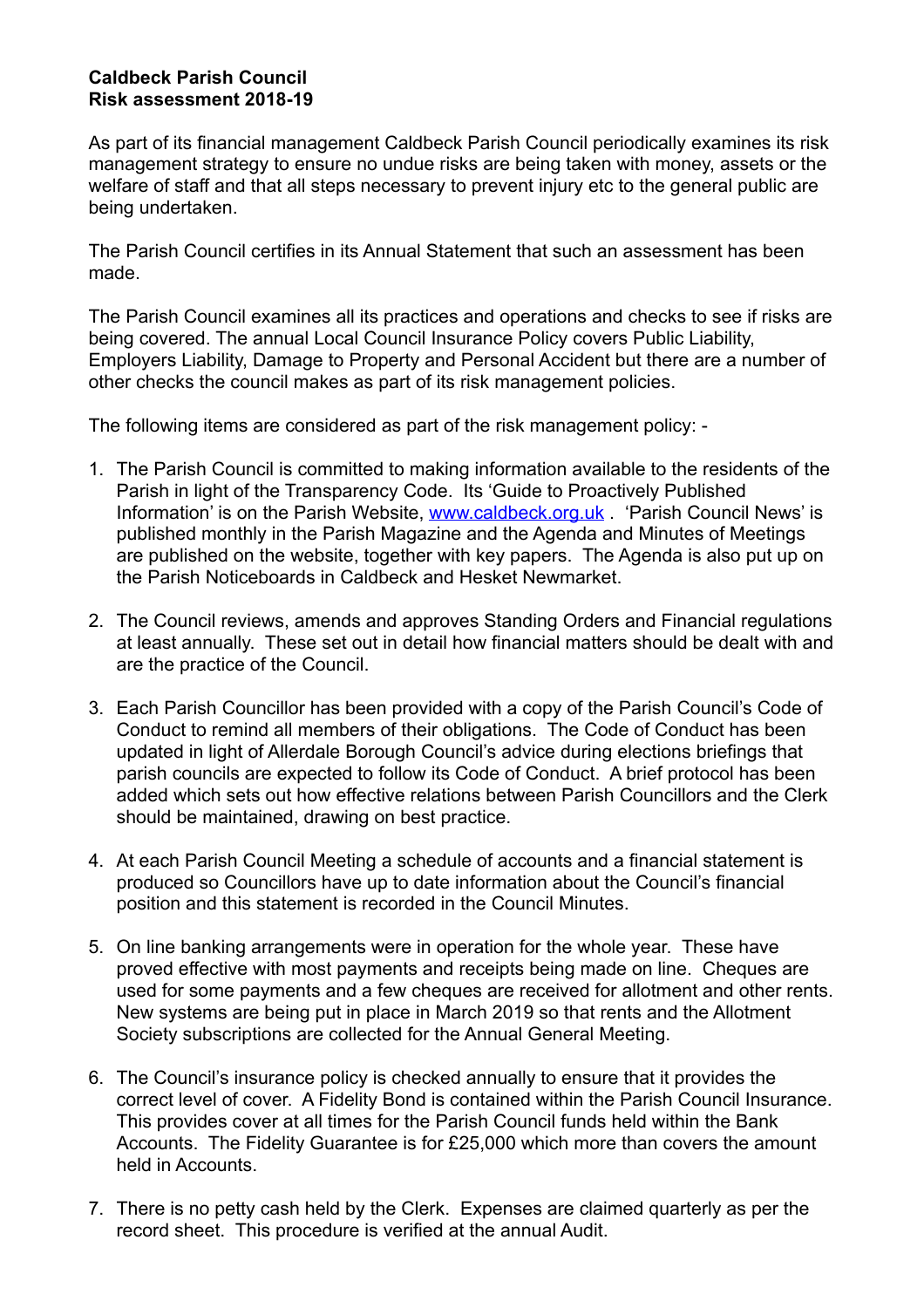**Caldbeck Parish Council**
**Risk assessment 2018-19**

As part of its financial management Caldbeck Parish Council periodically examines its risk management strategy to ensure no undue risks are being taken with money, assets or the welfare of staff and that all steps necessary to prevent injury etc to the general public are being undertaken.

The Parish Council certifies in its Annual Statement that such an assessment has been made.

The Parish Council examines all its practices and operations and checks to see if risks are being covered. The annual Local Council Insurance Policy covers Public Liability, Employers Liability, Damage to Property and Personal Accident but there are a number of other checks the council makes as part of its risk management policies.

The following items are considered as part of the risk management policy: -

1. The Parish Council is committed to making information available to the residents of the Parish in light of the Transparency Code. Its 'Guide to Proactively Published Information' is on the Parish Website, [www.caldbeck.org.uk](http://www.caldbeck.org.uk) . 'Parish Council News' is published monthly in the Parish Magazine and the Agenda and Minutes of Meetings are published on the website, together with key papers. The Agenda is also put up on the Parish Noticeboards in Caldbeck and Hesket Newmarket.

2. The Council reviews, amends and approves Standing Orders and Financial regulations at least annually. These set out in detail how financial matters should be dealt with and are the practice of the Council.

3. Each Parish Councillor has been provided with a copy of the Parish Council's Code of Conduct to remind all members of their obligations. The Code of Conduct has been updated in light of Allerdale Borough Council's advice during elections briefings that parish councils are expected to follow its Code of Conduct. A brief protocol has been added which sets out how effective relations between Parish Councillors and the Clerk should be maintained, drawing on best practice.

4. At each Parish Council Meeting a schedule of accounts and a financial statement is produced so Councillors have up to date information about the Council's financial position and this statement is recorded in the Council Minutes.

5. On line banking arrangements were in operation for the whole year. These have proved effective with most payments and receipts being made on line. Cheques are used for some payments and a few cheques are received for allotment and other rents. New systems are being put in place in March 2019 so that rents and the Allotment Society subscriptions are collected for the Annual General Meeting.

6. The Council's insurance policy is checked annually to ensure that it provides the correct level of cover. A Fidelity Bond is contained within the Parish Council Insurance. This provides cover at all times for the Parish Council funds held within the Bank Accounts. The Fidelity Guarantee is for £25,000 which more than covers the amount held in Accounts.

7. There is no petty cash held by the Clerk. Expenses are claimed quarterly as per the record sheet. This procedure is verified at the annual Audit.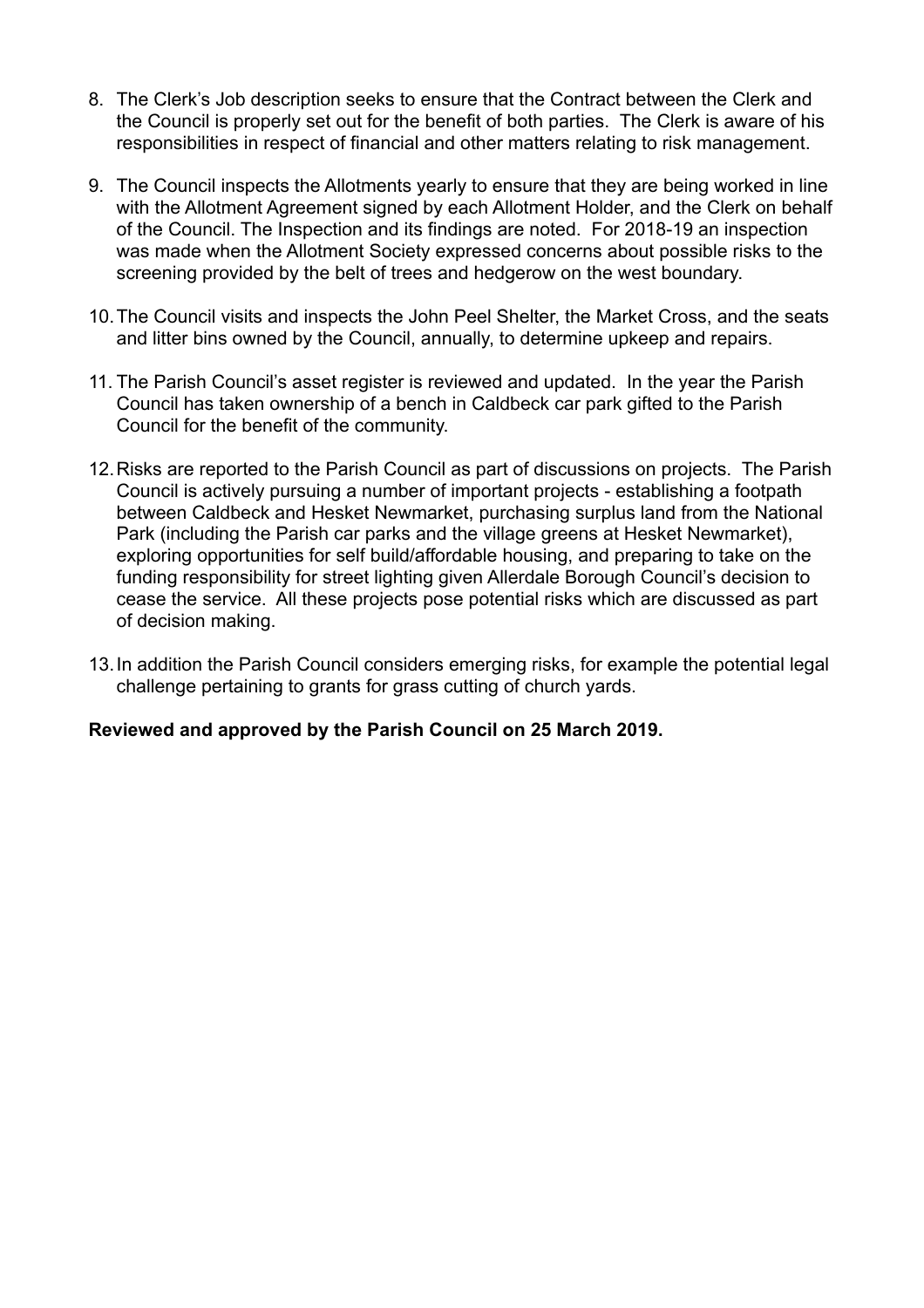8. The Clerk's Job description seeks to ensure that the Contract between the Clerk and the Council is properly set out for the benefit of both parties. The Clerk is aware of his responsibilities in respect of financial and other matters relating to risk management.

9. The Council inspects the Allotments yearly to ensure that they are being worked in line with the Allotment Agreement signed by each Allotment Holder, and the Clerk on behalf of the Council. The Inspection and its findings are noted. For 2018-19 an inspection was made when the Allotment Society expressed concerns about possible risks to the screening provided by the belt of trees and hedgerow on the west boundary.

10. The Council visits and inspects the John Peel Shelter, the Market Cross, and the seats and litter bins owned by the Council, annually, to determine upkeep and repairs.

11. The Parish Council's asset register is reviewed and updated. In the year the Parish Council has taken ownership of a bench in Caldbeck car park gifted to the Parish Council for the benefit of the community.

12. Risks are reported to the Parish Council as part of discussions on projects. The Parish Council is actively pursuing a number of important projects - establishing a footpath between Caldbeck and Hesket Newmarket, purchasing surplus land from the National Park (including the Parish car parks and the village greens at Hesket Newmarket), exploring opportunities for self build/affordable housing, and preparing to take on the funding responsibility for street lighting given Allerdale Borough Council's decision to cease the service. All these projects pose potential risks which are discussed as part of decision making.

13. In addition the Parish Council considers emerging risks, for example the potential legal challenge pertaining to grants for grass cutting of church yards.

**Reviewed and approved by the Parish Council on 25 March 2019.**